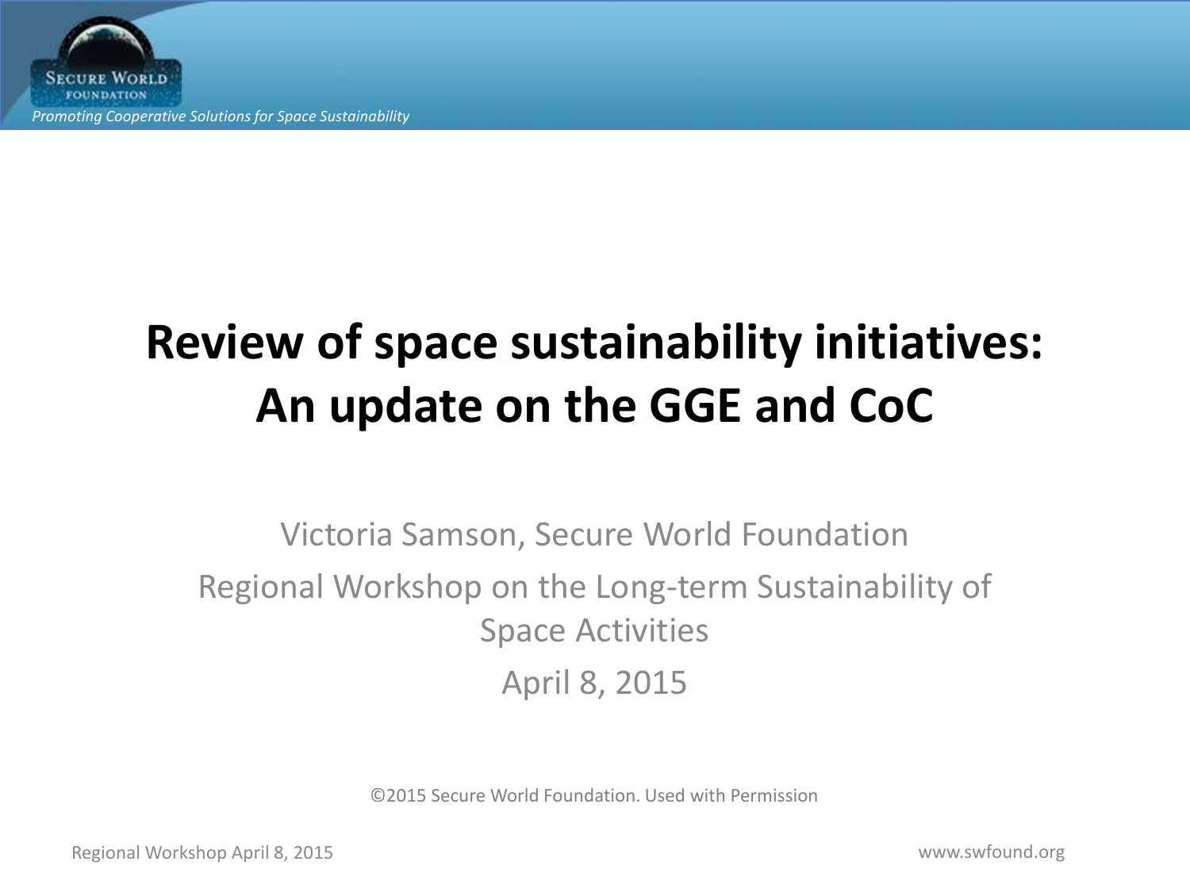# Review of space sustainability initiatives: An update on the GGE and CoC

Victoria Samson, Secure World Foundation

Regional Workshop on the Long-term Sustainability of Space Activities

April 8, 2015

©2015 Secure World Foundation. Used with Permission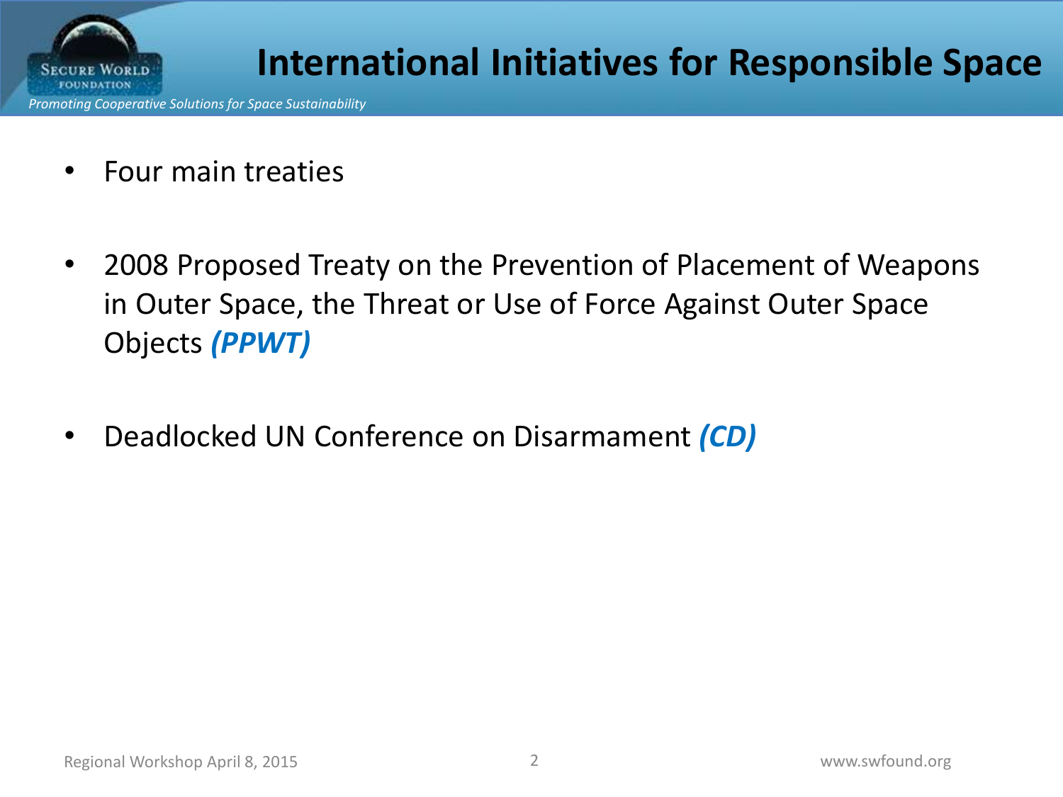# International Initiatives for Responsible Space

- Four main treaties
- 2008 Proposed Treaty on the Prevention of Placement of Weapons in Outer Space, the Threat or Use of Force Against Outer Space Objects ***(PPWT)***
- Deadlocked UN Conference on Disarmament ***(CD)***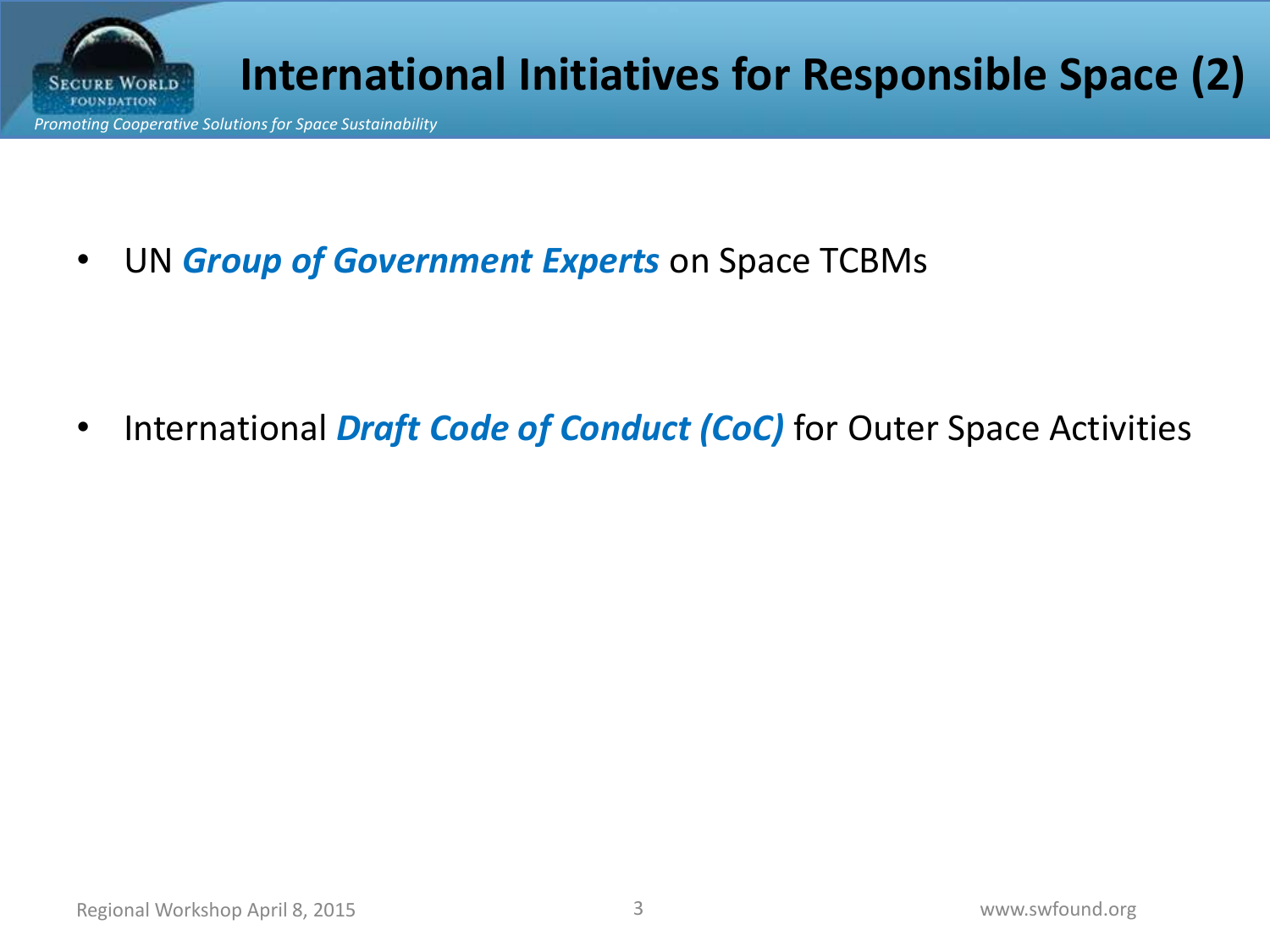# International Initiatives for Responsible Space (2)

- UN ***Group of Government Experts*** on Space TCBMs

- International ***Draft Code of Conduct (CoC)*** for Outer Space Activities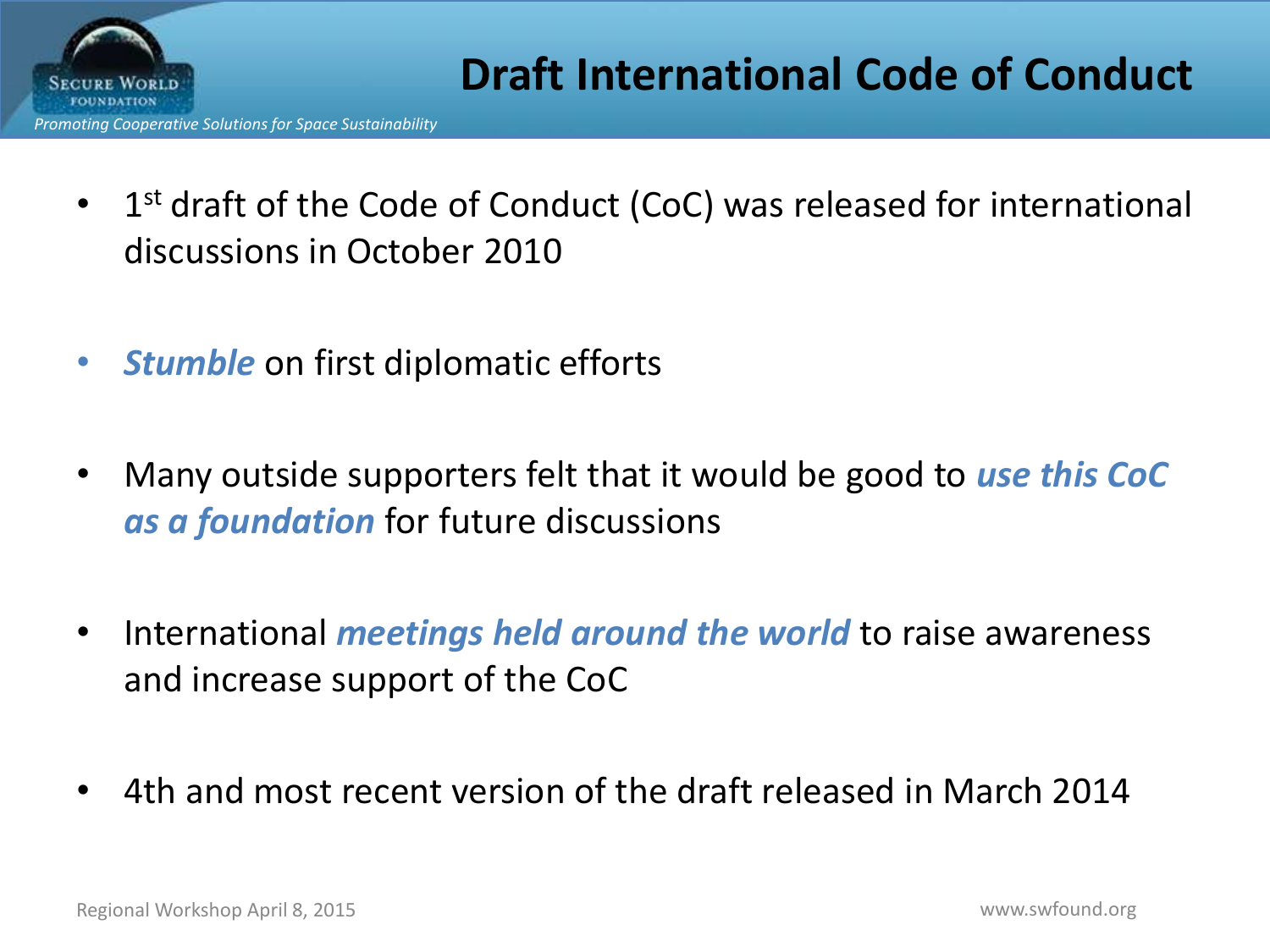# Draft International Code of Conduct

- 1st draft of the Code of Conduct (CoC) was released for international discussions in October 2010
- ***Stumble*** on first diplomatic efforts
- Many outside supporters felt that it would be good to ***use this CoC as a foundation*** for future discussions
- International ***meetings held around the world*** to raise awareness and increase support of the CoC
- 4th and most recent version of the draft released in March 2014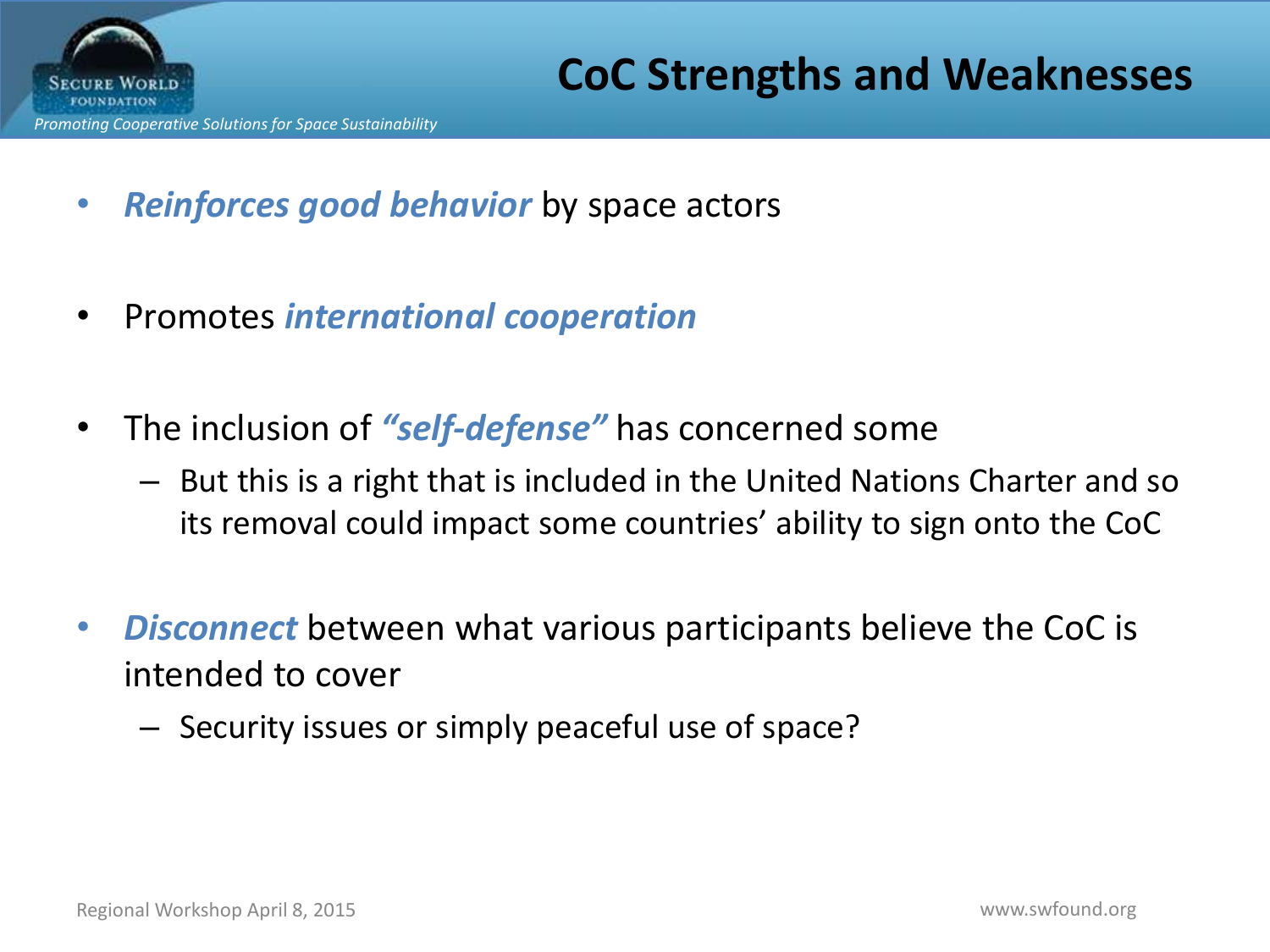# CoC Strengths and Weaknesses

- ***Reinforces good behavior*** by space actors
- Promotes ***international cooperation***
- The inclusion of ***"self-defense"*** has concerned some
  - But this is a right that is included in the United Nations Charter and so its removal could impact some countries' ability to sign onto the CoC
- ***Disconnect*** between what various participants believe the CoC is intended to cover
  - Security issues or simply peaceful use of space?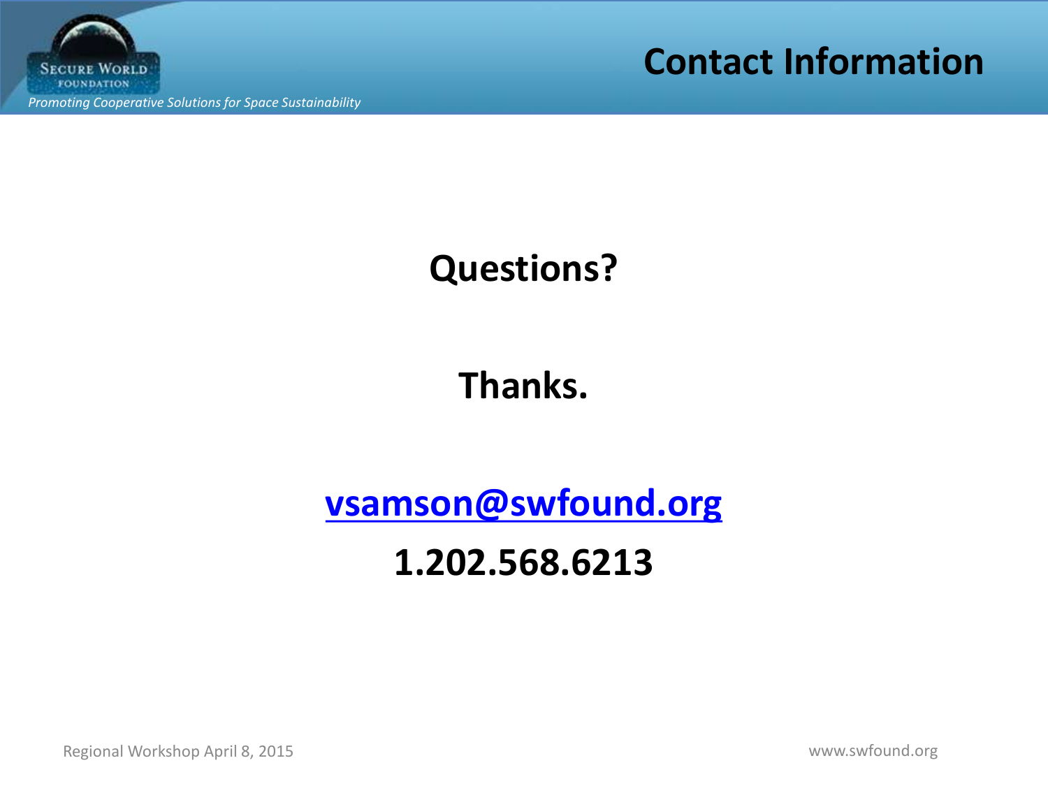# Contact Information

**Questions?**

**Thanks.**

**vsamson@swfound.org**

**1.202.568.6213**